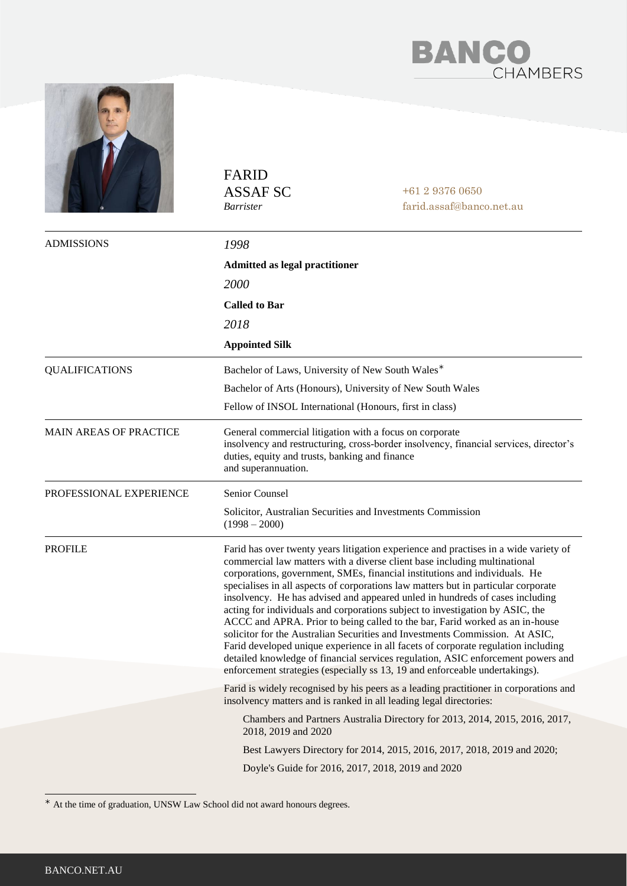# FARID ASSAF SC

*Barrister*

+61 2 9376 0650
farid.assaf@banco.net.au

| | |
|---|---|
| ADMISSIONS | *1998*<br>**Admitted as legal practitioner**<br>*2000*<br>**Called to Bar**<br>*2018*<br>**Appointed Silk** |
| QUALIFICATIONS | Bachelor of Laws, University of New South Wales*<br>Bachelor of Arts (Honours), University of New South Wales<br>Fellow of INSOL International (Honours, first in class) |
| MAIN AREAS OF PRACTICE | General commercial litigation with a focus on corporate insolvency and restructuring, cross-border insolvency, financial services, director's duties, equity and trusts, banking and finance and superannuation. |
| PROFESSIONAL EXPERIENCE | Senior Counsel<br>Solicitor, Australian Securities and Investments Commission (1998 – 2000) |

## PROFILE

Farid has over twenty years litigation experience and practises in a wide variety of commercial law matters with a diverse client base including multinational corporations, government, SMEs, financial institutions and individuals. He specialises in all aspects of corporations law matters but in particular corporate insolvency. He has advised and appeared unled in hundreds of cases including acting for individuals and corporations subject to investigation by ASIC, the ACCC and APRA. Prior to being called to the bar, Farid worked as an in-house solicitor for the Australian Securities and Investments Commission. At ASIC, Farid developed unique experience in all facets of corporate regulation including detailed knowledge of financial services regulation, ASIC enforcement powers and enforcement strategies (especially ss 13, 19 and enforceable undertakings).

Farid is widely recognised by his peers as a leading practitioner in corporations and insolvency matters and is ranked in all leading legal directories:

> Chambers and Partners Australia Directory for 2013, 2014, 2015, 2016, 2017, 2018, 2019 and 2020
>
> Best Lawyers Directory for 2014, 2015, 2016, 2017, 2018, 2019 and 2020;
>
> Doyle's Guide for 2016, 2017, 2018, 2019 and 2020

---

* At the time of graduation, UNSW Law School did not award honours degrees.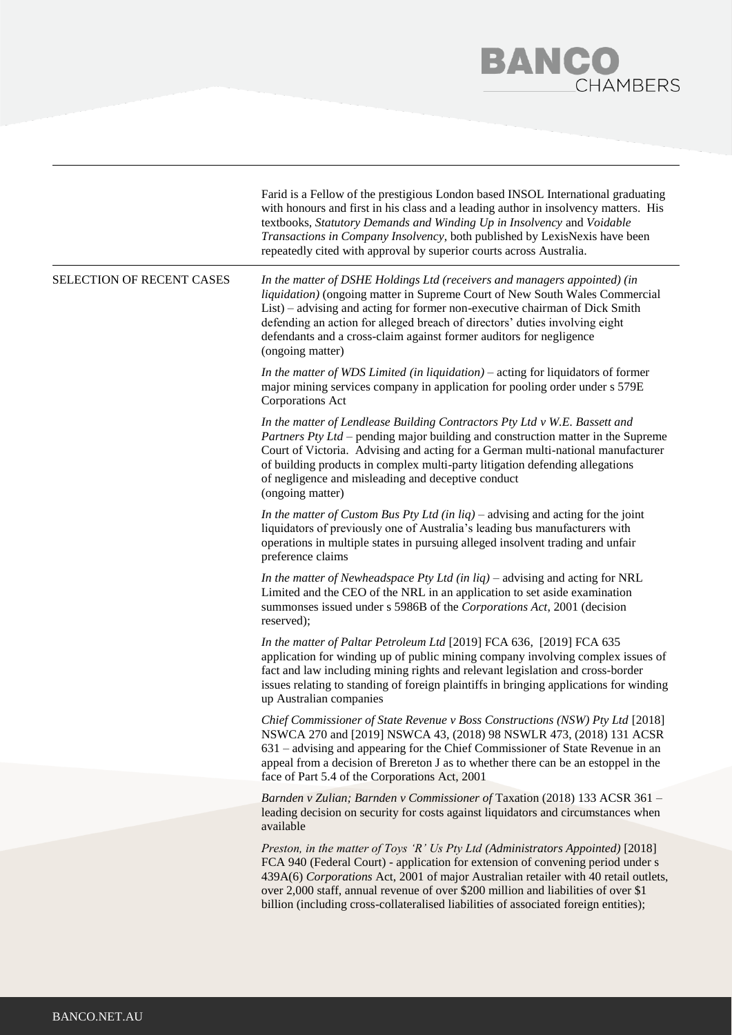Farid is a Fellow of the prestigious London based INSOL International graduating with honours and first in his class and a leading author in insolvency matters. His textbooks, *Statutory Demands and Winding Up in Insolvency* and *Voidable Transactions in Company Insolvency*, both published by LexisNexis have been repeatedly cited with approval by superior courts across Australia.

## SELECTION OF RECENT CASES

*In the matter of DSHE Holdings Ltd (receivers and managers appointed) (in liquidation)* (ongoing matter in Supreme Court of New South Wales Commercial List) – advising and acting for former non-executive chairman of Dick Smith defending an action for alleged breach of directors' duties involving eight defendants and a cross-claim against former auditors for negligence (ongoing matter)

*In the matter of WDS Limited (in liquidation)* – acting for liquidators of former major mining services company in application for pooling order under s 579E Corporations Act

*In the matter of Lendlease Building Contractors Pty Ltd v W.E. Bassett and Partners Pty Ltd* – pending major building and construction matter in the Supreme Court of Victoria. Advising and acting for a German multi-national manufacturer of building products in complex multi-party litigation defending allegations of negligence and misleading and deceptive conduct (ongoing matter)

*In the matter of Custom Bus Pty Ltd (in liq)* – advising and acting for the joint liquidators of previously one of Australia's leading bus manufacturers with operations in multiple states in pursuing alleged insolvent trading and unfair preference claims

*In the matter of Newheadspace Pty Ltd (in liq)* – advising and acting for NRL Limited and the CEO of the NRL in an application to set aside examination summonses issued under s 5986B of the *Corporations Act*, 2001 (decision reserved);

*In the matter of Paltar Petroleum Ltd* [2019] FCA 636, [2019] FCA 635 application for winding up of public mining company involving complex issues of fact and law including mining rights and relevant legislation and cross-border issues relating to standing of foreign plaintiffs in bringing applications for winding up Australian companies

*Chief Commissioner of State Revenue v Boss Constructions (NSW) Pty Ltd* [2018] NSWCA 270 and [2019] NSWCA 43, (2018) 98 NSWLR 473, (2018) 131 ACSR 631 – advising and appearing for the Chief Commissioner of State Revenue in an appeal from a decision of Brereton J as to whether there can be an estoppel in the face of Part 5.4 of the Corporations Act, 2001

*Barnden v Zulian; Barnden v Commissioner of* Taxation (2018) 133 ACSR 361 – leading decision on security for costs against liquidators and circumstances when available

*Preston, in the matter of Toys 'R' Us Pty Ltd (Administrators Appointed)* [2018] FCA 940 (Federal Court) - application for extension of convening period under s 439A(6) *Corporations* Act, 2001 of major Australian retailer with 40 retail outlets, over 2,000 staff, annual revenue of over $200 million and liabilities of over $1 billion (including cross-collateralised liabilities of associated foreign entities);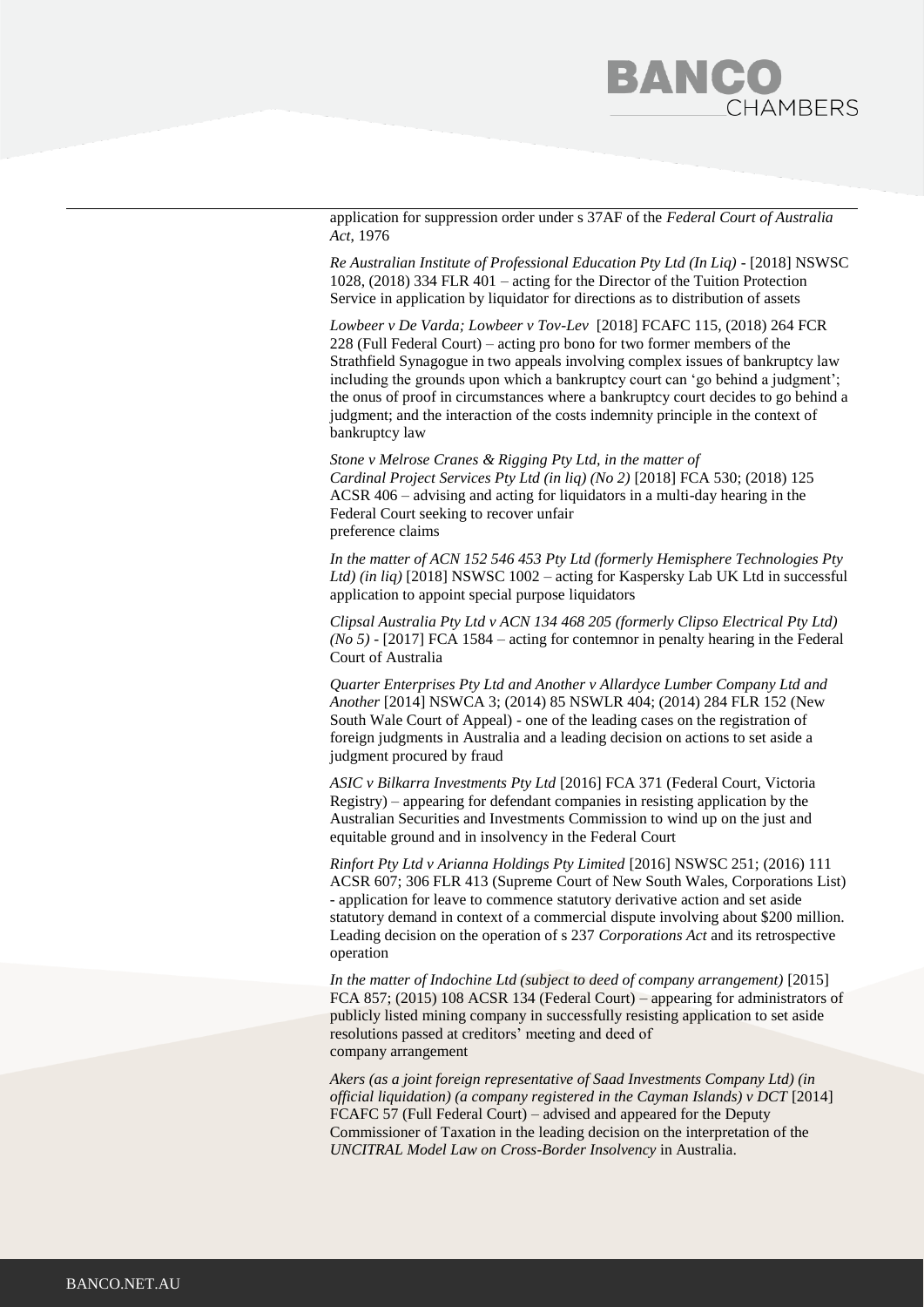application for suppression order under s 37AF of the *Federal Court of Australia Act*, 1976

*Re Australian Institute of Professional Education Pty Ltd (In Liq)* - [2018] NSWSC 1028, (2018) 334 FLR 401 – acting for the Director of the Tuition Protection Service in application by liquidator for directions as to distribution of assets

*Lowbeer v De Varda; Lowbeer v Tov-Lev* [2018] FCAFC 115, (2018) 264 FCR 228 (Full Federal Court) – acting pro bono for two former members of the Strathfield Synagogue in two appeals involving complex issues of bankruptcy law including the grounds upon which a bankruptcy court can 'go behind a judgment'; the onus of proof in circumstances where a bankruptcy court decides to go behind a judgment; and the interaction of the costs indemnity principle in the context of bankruptcy law

*Stone v Melrose Cranes & Rigging Pty Ltd, in the matter of Cardinal Project Services Pty Ltd (in liq) (No 2)* [2018] FCA 530; (2018) 125 ACSR 406 – advising and acting for liquidators in a multi-day hearing in the Federal Court seeking to recover unfair preference claims

*In the matter of ACN 152 546 453 Pty Ltd (formerly Hemisphere Technologies Pty Ltd) (in liq)* [2018] NSWSC 1002 – acting for Kaspersky Lab UK Ltd in successful application to appoint special purpose liquidators

*Clipsal Australia Pty Ltd v ACN 134 468 205 (formerly Clipso Electrical Pty Ltd) (No 5)* - [2017] FCA 1584 – acting for contemnor in penalty hearing in the Federal Court of Australia

*Quarter Enterprises Pty Ltd and Another v Allardyce Lumber Company Ltd and Another* [2014] NSWCA 3; (2014) 85 NSWLR 404; (2014) 284 FLR 152 (New South Wale Court of Appeal) - one of the leading cases on the registration of foreign judgments in Australia and a leading decision on actions to set aside a judgment procured by fraud

*ASIC v Bilkarra Investments Pty Ltd* [2016] FCA 371 (Federal Court, Victoria Registry) – appearing for defendant companies in resisting application by the Australian Securities and Investments Commission to wind up on the just and equitable ground and in insolvency in the Federal Court

*Rinfort Pty Ltd v Arianna Holdings Pty Limited* [2016] NSWSC 251; (2016) 111 ACSR 607; 306 FLR 413 (Supreme Court of New South Wales, Corporations List) - application for leave to commence statutory derivative action and set aside statutory demand in context of a commercial dispute involving about $200 million. Leading decision on the operation of s 237 *Corporations Act* and its retrospective operation

*In the matter of Indochine Ltd (subject to deed of company arrangement)* [2015] FCA 857; (2015) 108 ACSR 134 (Federal Court) – appearing for administrators of publicly listed mining company in successfully resisting application to set aside resolutions passed at creditors' meeting and deed of company arrangement

*Akers (as a joint foreign representative of Saad Investments Company Ltd) (in official liquidation) (a company registered in the Cayman Islands) v DCT* [2014] FCAFC 57 (Full Federal Court) – advised and appeared for the Deputy Commissioner of Taxation in the leading decision on the interpretation of the *UNCITRAL Model Law on Cross-Border Insolvency* in Australia.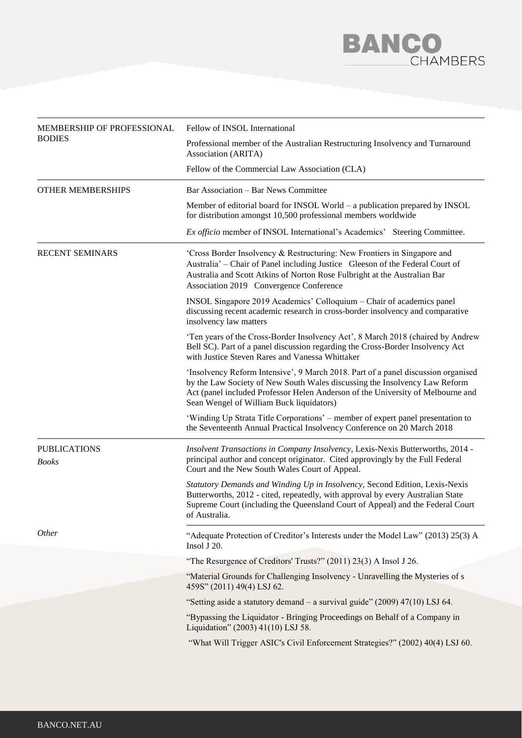| | |
|---|---|
| MEMBERSHIP OF PROFESSIONAL BODIES | Fellow of INSOL International<br><br>Professional member of the Australian Restructuring Insolvency and Turnaround Association (ARITA)<br><br>Fellow of the Commercial Law Association (CLA) |
| OTHER MEMBERSHIPS | Bar Association – Bar News Committee<br><br>Member of editorial board for INSOL World – a publication prepared by INSOL for distribution amongst 10,500 professional members worldwide<br><br>*Ex officio* member of INSOL International's Academics' Steering Committee. |
| RECENT SEMINARS | 'Cross Border Insolvency & Restructuring: New Frontiers in Singapore and Australia' – Chair of Panel including Justice Gleeson of the Federal Court of Australia and Scott Atkins of Norton Rose Fulbright at the Australian Bar Association 2019 Convergence Conference<br><br>INSOL Singapore 2019 Academics' Colloquium – Chair of academics panel discussing recent academic research in cross-border insolvency and comparative insolvency law matters<br><br>'Ten years of the Cross-Border Insolvency Act', 8 March 2018 (chaired by Andrew Bell SC). Part of a panel discussion regarding the Cross-Border Insolvency Act with Justice Steven Rares and Vanessa Whittaker<br><br>'Insolvency Reform Intensive', 9 March 2018. Part of a panel discussion organised by the Law Society of New South Wales discussing the Insolvency Law Reform Act (panel included Professor Helen Anderson of the University of Melbourne and Sean Wengel of William Buck liquidators)<br><br>'Winding Up Strata Title Corporations' – member of expert panel presentation to the Seventeenth Annual Practical Insolvency Conference on 20 March 2018 |
| PUBLICATIONS<br>*Books* | *Insolvent Transactions in Company Insolvency*, Lexis-Nexis Butterworths, 2014 - principal author and concept originator. Cited approvingly by the Full Federal Court and the New South Wales Court of Appeal.<br><br>*Statutory Demands and Winding Up in Insolvency*, Second Edition, Lexis-Nexis Butterworths, 2012 - cited, repeatedly, with approval by every Australian State Supreme Court (including the Queensland Court of Appeal) and the Federal Court of Australia. |
| *Other* | "Adequate Protection of Creditor's Interests under the Model Law" (2013) 25(3) A Insol J 20.<br><br>"The Resurgence of Creditors' Trusts?" (2011) 23(3) A Insol J 26.<br><br>"Material Grounds for Challenging Insolvency - Unravelling the Mysteries of s 459S" (2011) 49(4) LSJ 62.<br><br>"Setting aside a statutory demand – a survival guide" (2009) 47(10) LSJ 64.<br><br>"Bypassing the Liquidator - Bringing Proceedings on Behalf of a Company in Liquidation" (2003) 41(10) LSJ 58.<br><br>"What Will Trigger ASIC's Civil Enforcement Strategies?" (2002) 40(4) LSJ 60. |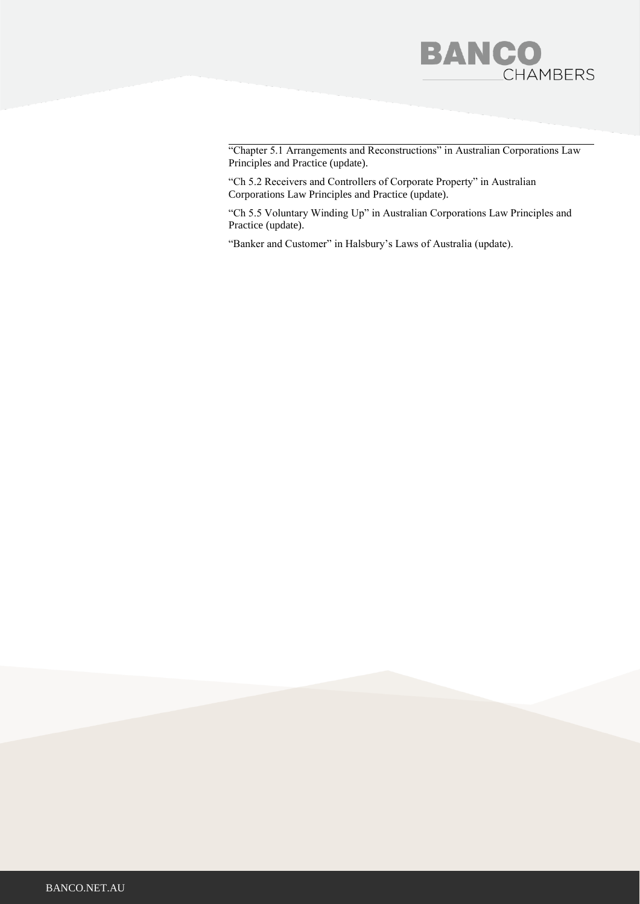"Chapter 5.1 Arrangements and Reconstructions" in Australian Corporations Law Principles and Practice (update).

"Ch 5.2 Receivers and Controllers of Corporate Property" in Australian Corporations Law Principles and Practice (update).

"Ch 5.5 Voluntary Winding Up" in Australian Corporations Law Principles and Practice (update).

"Banker and Customer" in Halsbury's Laws of Australia (update).